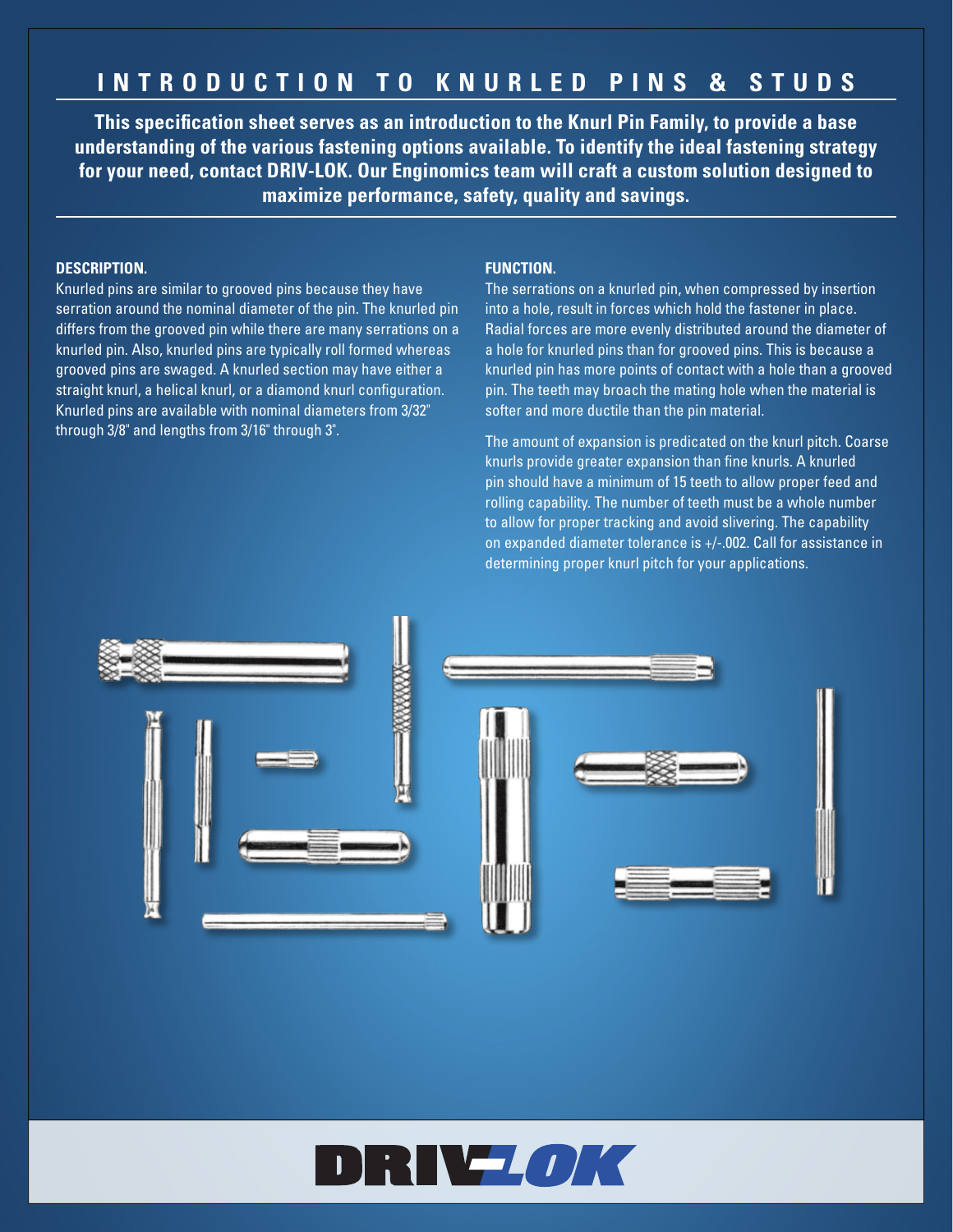# INTRODUCTION TO KNURLED PINS & STUDS

**This specification sheet serves as an introduction to the Knurl Pin Family, to provide a base understanding of the various fastening options available. To identify the ideal fastening strategy for your need, contact DRIV-LOK. Our Enginomics team will craft a custom solution designed to maximize performance, safety, quality and savings.**

### DESCRIPTION.

Knurled pins are similar to grooved pins because they have serration around the nominal diameter of the pin. The knurled pin differs from the grooved pin while there are many serrations on a knurled pin. Also, knurled pins are typically roll formed whereas grooved pins are swaged. A knurled section may have either a straight knurl, a helical knurl, or a diamond knurl configuration. Knurled pins are available with nominal diameters from 3/32" through 3/8" and lengths from 3/16" through 3".

### FUNCTION.

The serrations on a knurled pin, when compressed by insertion into a hole, result in forces which hold the fastener in place. Radial forces are more evenly distributed around the diameter of a hole for knurled pins than for grooved pins. This is because a knurled pin has more points of contact with a hole than a grooved pin. The teeth may broach the mating hole when the material is softer and more ductile than the pin material.

The amount of expansion is predicated on the knurl pitch. Coarse knurls provide greater expansion than fine knurls. A knurled pin should have a minimum of 15 teeth to allow proper feed and rolling capability. The number of teeth must be a whole number to allow for proper tracking and avoid slivering. The capability on expanded diameter tolerance is +/-.002. Call for assistance in determining proper knurl pitch for your applications.

DRIV-LOK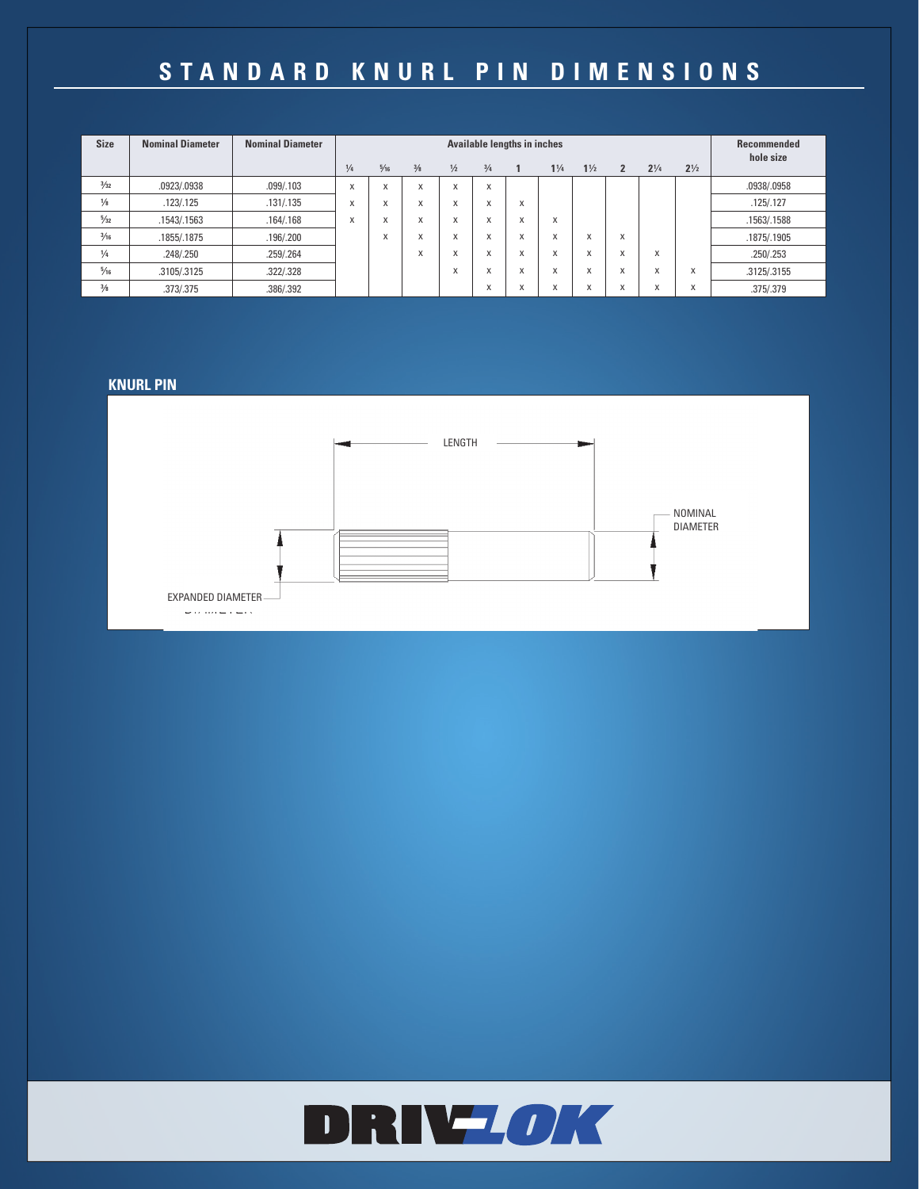# STANDARD KNURL PIN DIMENSIONS

| Size | Nominal Diameter | Nominal Diameter | Available lengths in inches | | | | | | | | | | | Recommended hole size |
|---|---|---|---|---|---|---|---|---|---|---|---|---|---|---|
| | | | 1/4 | 5/16 | 3/8 | 1/2 | 3/4 | 1 | 1 1/4 | 1 1/2 | 2 | 2 1/4 | 2 1/2 | |
| 3/32 | .0923/.0938 | .099/.103 | x | x | x | x | x | | | | | | | .0938/.0958 |
| 1/8 | .123/.125 | .131/.135 | x | x | x | x | x | x | | | | | | .125/.127 |
| 5/32 | .1543/.1563 | .164/.168 | x | x | x | x | x | x | x | | | | | .1563/.1588 |
| 3/16 | .1855/.1875 | .196/.200 | | x | x | x | x | x | x | x | x | | | .1875/.1905 |
| 1/4 | .248/.250 | .259/.264 | | | x | x | x | x | x | x | x | x | | .250/.253 |
| 5/16 | .3105/.3125 | .322/.328 | | | | x | x | x | x | x | x | x | x | .3125/.3155 |
| 3/8 | .373/.375 | .386/.392 | | | | | x | x | x | x | x | x | x | .375/.379 |

## KNURL PIN

LENGTH

NOMINAL DIAMETER

EXPANDED DIAMETER